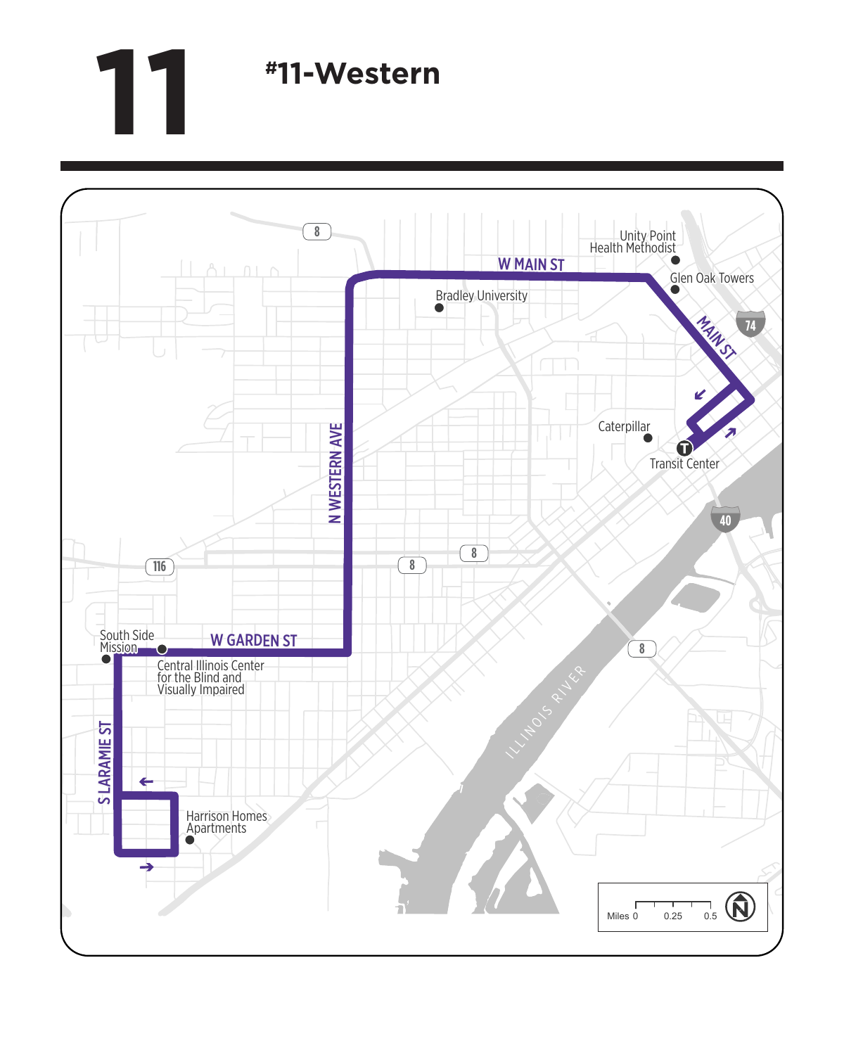# 11

## #11-Western

W MAIN ST

N WESTERN AVE

W GARDEN ST

S LARAMIE ST

MAIN ST

Unity Point Health Methodist

Glen Oak Towers

Bradley University

Caterpillar

Transit Center

South Side Mission

Central Illinois Center for the Blind and Visually Impaired

Harrison Homes Apartments

ILLINOIS RIVER

8

116

74

40

Miles 0 0.25 0.5

N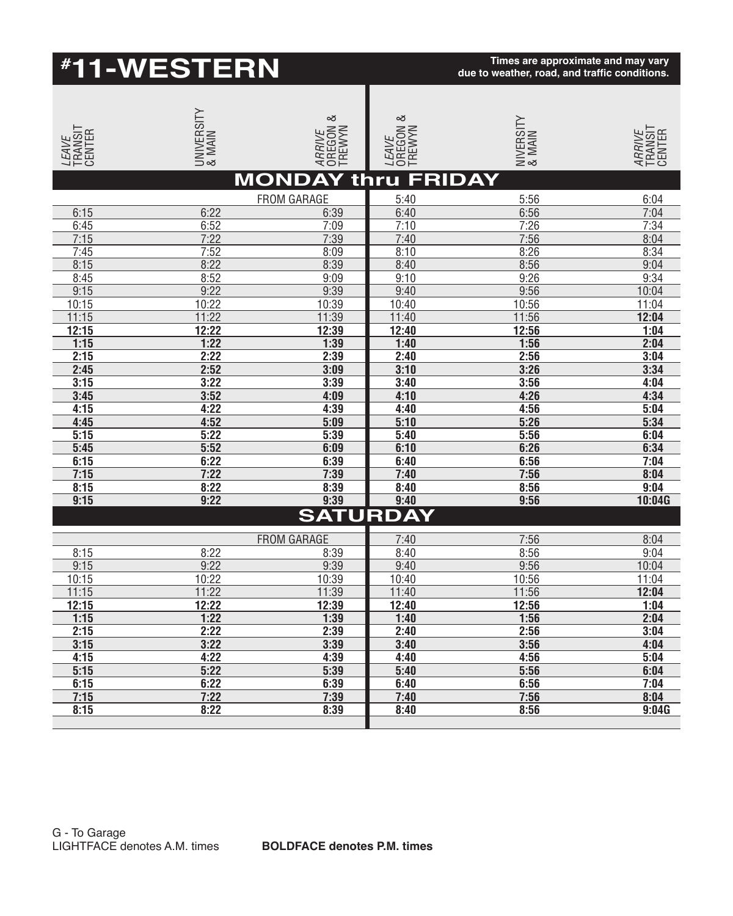# #11-WESTERN

**Times are approximate and may vary due to weather, road, and traffic conditions.**

| *LEAVE* TRANSIT CENTER | UNIVERSITY & MAIN | *ARRIVE* OREGON & TREWYN | *LEAVE* OREGON & TREWYN | NIVERSITY & MAIN | *ARRIVE* TRANSIT CENTER |
|---|---|---|---|---|---|
| **MONDAY thru FRIDAY** | | | | | |
| | | FROM GARAGE | 5:40 | 5:56 | 6:04 |
| 6:15 | 6:22 | 6:39 | 6:40 | 6:56 | 7:04 |
| 6:45 | 6:52 | 7:09 | 7:10 | 7:26 | 7:34 |
| 7:15 | 7:22 | 7:39 | 7:40 | 7:56 | 8:04 |
| 7:45 | 7:52 | 8:09 | 8:10 | 8:26 | 8:34 |
| 8:15 | 8:22 | 8:39 | 8:40 | 8:56 | 9:04 |
| 8:45 | 8:52 | 9:09 | 9:10 | 9:26 | 9:34 |
| 9:15 | 9:22 | 9:39 | 9:40 | 9:56 | 10:04 |
| 10:15 | 10:22 | 10:39 | 10:40 | 10:56 | 11:04 |
| 11:15 | 11:22 | 11:39 | 11:40 | 11:56 | **12:04** |
| **12:15** | **12:22** | **12:39** | **12:40** | **12:56** | **1:04** |
| **1:15** | **1:22** | **1:39** | **1:40** | **1:56** | **2:04** |
| **2:15** | **2:22** | **2:39** | **2:40** | **2:56** | **3:04** |
| **2:45** | **2:52** | **3:09** | **3:10** | **3:26** | **3:34** |
| **3:15** | **3:22** | **3:39** | **3:40** | **3:56** | **4:04** |
| **3:45** | **3:52** | **4:09** | **4:10** | **4:26** | **4:34** |
| **4:15** | **4:22** | **4:39** | **4:40** | **4:56** | **5:04** |
| **4:45** | **4:52** | **5:09** | **5:10** | **5:26** | **5:34** |
| **5:15** | **5:22** | **5:39** | **5:40** | **5:56** | **6:04** |
| **5:45** | **5:52** | **6:09** | **6:10** | **6:26** | **6:34** |
| **6:15** | **6:22** | **6:39** | **6:40** | **6:56** | **7:04** |
| **7:15** | **7:22** | **7:39** | **7:40** | **7:56** | **8:04** |
| **8:15** | **8:22** | **8:39** | **8:40** | **8:56** | **9:04** |
| **9:15** | **9:22** | **9:39** | **9:40** | **9:56** | **10:04G** |
| **SATURDAY** | | | | | |
| | | FROM GARAGE | 7:40 | 7:56 | 8:04 |
| 8:15 | 8:22 | 8:39 | 8:40 | 8:56 | 9:04 |
| 9:15 | 9:22 | 9:39 | 9:40 | 9:56 | 10:04 |
| 10:15 | 10:22 | 10:39 | 10:40 | 10:56 | 11:04 |
| 11:15 | 11:22 | 11:39 | 11:40 | 11:56 | **12:04** |
| **12:15** | **12:22** | **12:39** | **12:40** | **12:56** | **1:04** |
| **1:15** | **1:22** | **1:39** | **1:40** | **1:56** | **2:04** |
| **2:15** | **2:22** | **2:39** | **2:40** | **2:56** | **3:04** |
| **3:15** | **3:22** | **3:39** | **3:40** | **3:56** | **4:04** |
| **4:15** | **4:22** | **4:39** | **4:40** | **4:56** | **5:04** |
| **5:15** | **5:22** | **5:39** | **5:40** | **5:56** | **6:04** |
| **6:15** | **6:22** | **6:39** | **6:40** | **6:56** | **7:04** |
| **7:15** | **7:22** | **7:39** | **7:40** | **7:56** | **8:04** |
| **8:15** | **8:22** | **8:39** | **8:40** | **8:56** | **9:04G** |

G - To Garage
LIGHTFACE denotes A.M. times **BOLDFACE denotes P.M. times**